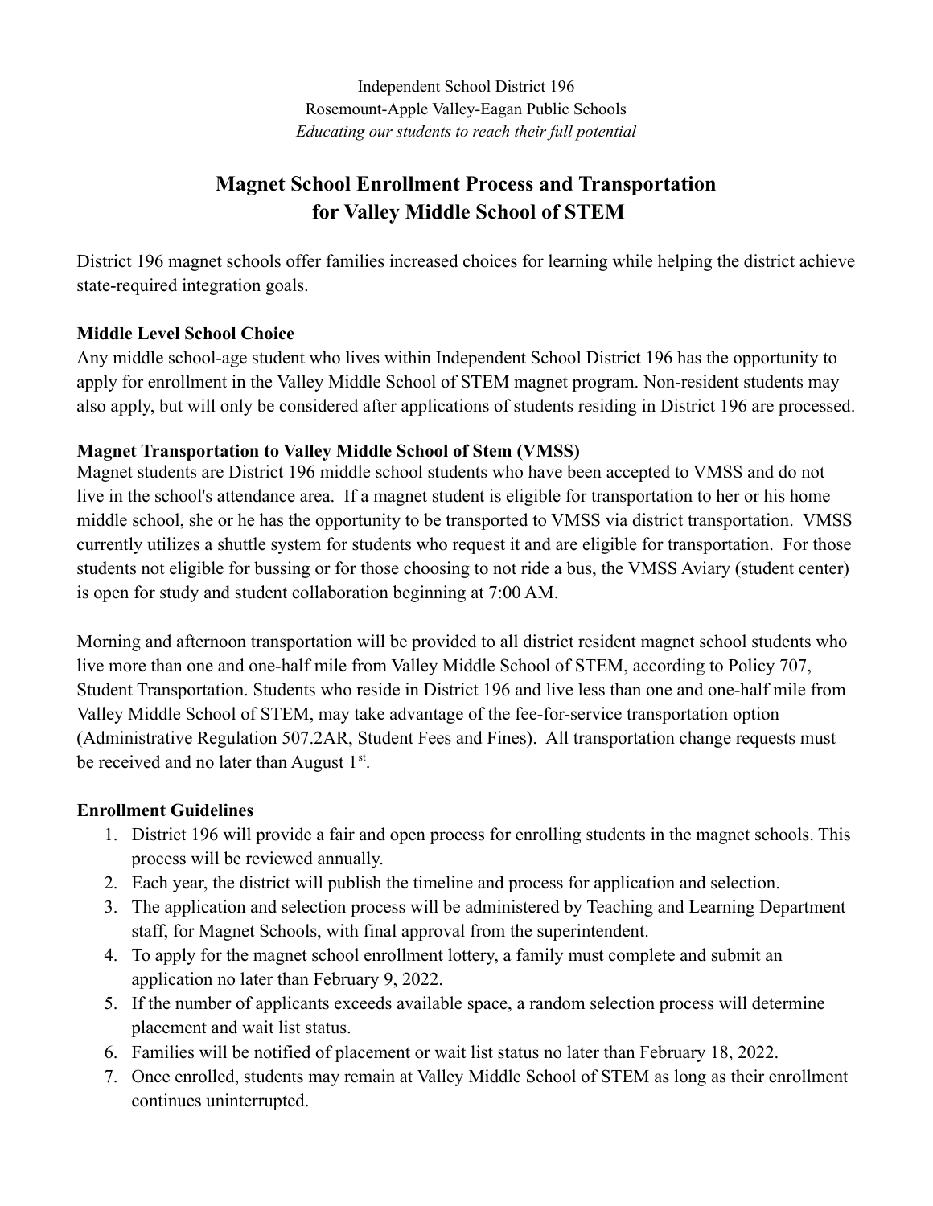Independent School District 196

Rosemount-Apple Valley-Eagan Public Schools

*Educating our students to reach their full potential*

# Magnet School Enrollment Process and Transportation for Valley Middle School of STEM

District 196 magnet schools offer families increased choices for learning while helping the district achieve state-required integration goals.

**Middle Level School Choice**

Any middle school-age student who lives within Independent School District 196 has the opportunity to apply for enrollment in the Valley Middle School of STEM magnet program. Non-resident students may also apply, but will only be considered after applications of students residing in District 196 are processed.

**Magnet Transportation to Valley Middle School of Stem (VMSS)**

Magnet students are District 196 middle school students who have been accepted to VMSS and do not live in the school's attendance area. If a magnet student is eligible for transportation to her or his home middle school, she or he has the opportunity to be transported to VMSS via district transportation. VMSS currently utilizes a shuttle system for students who request it and are eligible for transportation. For those students not eligible for bussing or for those choosing to not ride a bus, the VMSS Aviary (student center) is open for study and student collaboration beginning at 7:00 AM.

Morning and afternoon transportation will be provided to all district resident magnet school students who live more than one and one-half mile from Valley Middle School of STEM, according to Policy 707, Student Transportation. Students who reside in District 196 and live less than one and one-half mile from Valley Middle School of STEM, may take advantage of the fee-for-service transportation option (Administrative Regulation 507.2AR, Student Fees and Fines). All transportation change requests must be received and no later than August 1st.

**Enrollment Guidelines**

1. District 196 will provide a fair and open process for enrolling students in the magnet schools. This process will be reviewed annually.
2. Each year, the district will publish the timeline and process for application and selection.
3. The application and selection process will be administered by Teaching and Learning Department staff, for Magnet Schools, with final approval from the superintendent.
4. To apply for the magnet school enrollment lottery, a family must complete and submit an application no later than February 9, 2022.
5. If the number of applicants exceeds available space, a random selection process will determine placement and wait list status.
6. Families will be notified of placement or wait list status no later than February 18, 2022.
7. Once enrolled, students may remain at Valley Middle School of STEM as long as their enrollment continues uninterrupted.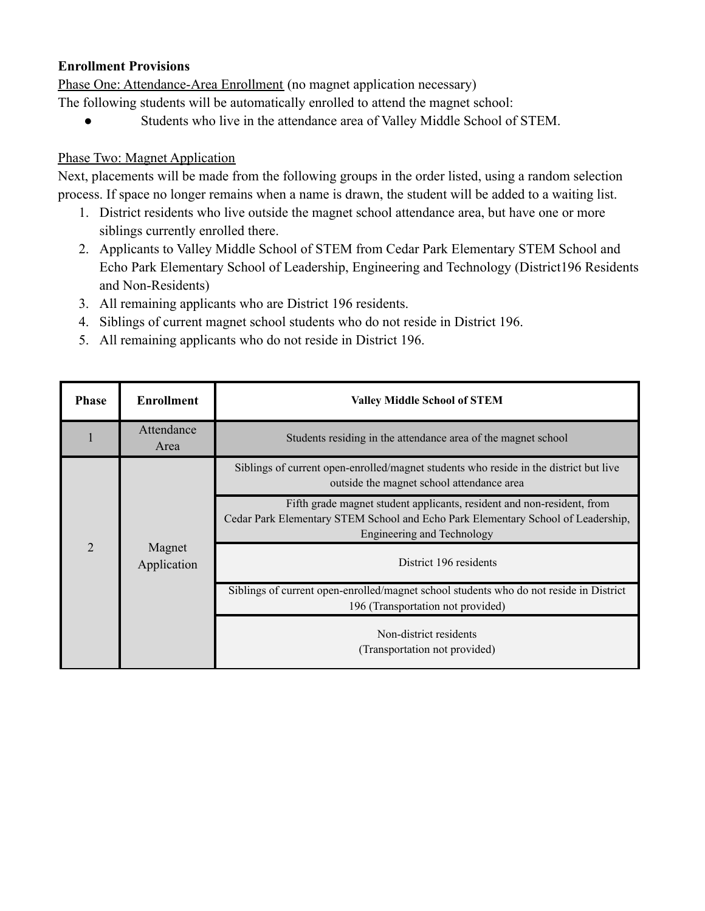**Enrollment Provisions**

Phase One: Attendance-Area Enrollment (no magnet application necessary)

The following students will be automatically enrolled to attend the magnet school:

- Students who live in the attendance area of Valley Middle School of STEM.

Phase Two: Magnet Application

Next, placements will be made from the following groups in the order listed, using a random selection process. If space no longer remains when a name is drawn, the student will be added to a waiting list.

1. District residents who live outside the magnet school attendance area, but have one or more siblings currently enrolled there.
2. Applicants to Valley Middle School of STEM from Cedar Park Elementary STEM School and Echo Park Elementary School of Leadership, Engineering and Technology (District196 Residents and Non-Residents)
3. All remaining applicants who are District 196 residents.
4. Siblings of current magnet school students who do not reside in District 196.
5. All remaining applicants who do not reside in District 196.

| Phase | Enrollment | Valley Middle School of STEM |
|---|---|---|
| 1 | Attendance Area | Students residing in the attendance area of the magnet school |
| 2 | Magnet Application | Siblings of current open-enrolled/magnet students who reside in the district but live outside the magnet school attendance area |
| | | Fifth grade magnet student applicants, resident and non-resident, from Cedar Park Elementary STEM School and Echo Park Elementary School of Leadership, Engineering and Technology |
| | | District 196 residents |
| | | Siblings of current open-enrolled/magnet school students who do not reside in District 196 (Transportation not provided) |
| | | Non-district residents (Transportation not provided) |